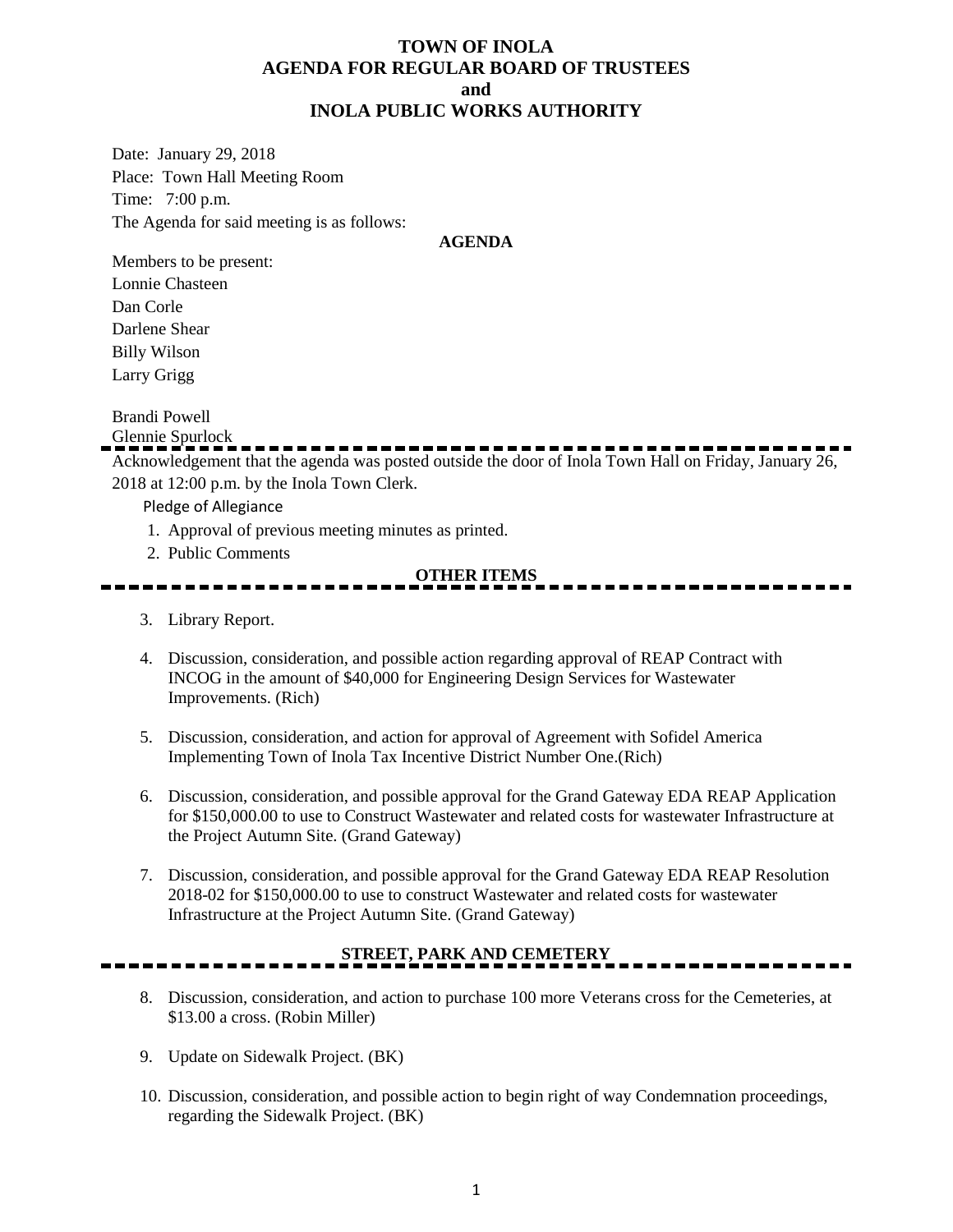# TOWN OF INOLA
# AGENDA FOR REGULAR BOARD OF TRUSTEES
# and
# INOLA PUBLIC WORKS AUTHORITY

Date: January 29, 2018

Place: Town Hall Meeting Room

Time: 7:00 p.m.

The Agenda for said meeting is as follows:

**AGENDA**

Members to be present:

Lonnie Chasteen

Dan Corle

Darlene Shear

Billy Wilson

Larry Grigg

Brandi Powell

Glennie Spurlock

---

Acknowledgement that the agenda was posted outside the door of Inola Town Hall on Friday, January 26, 2018 at 12:00 p.m. by the Inola Town Clerk.

Pledge of Allegiance

1. Approval of previous meeting minutes as printed.
2. Public Comments

**OTHER ITEMS**

---

3. Library Report.

4. Discussion, consideration, and possible action regarding approval of REAP Contract with INCOG in the amount of $40,000 for Engineering Design Services for Wastewater Improvements. (Rich)

5. Discussion, consideration, and action for approval of Agreement with Sofidel America Implementing Town of Inola Tax Incentive District Number One.(Rich)

6. Discussion, consideration, and possible approval for the Grand Gateway EDA REAP Application for $150,000.00 to use to Construct Wastewater and related costs for wastewater Infrastructure at the Project Autumn Site. (Grand Gateway)

7. Discussion, consideration, and possible approval for the Grand Gateway EDA REAP Resolution 2018-02 for $150,000.00 to use to construct Wastewater and related costs for wastewater Infrastructure at the Project Autumn Site. (Grand Gateway)

**STREET, PARK AND CEMETERY**

---

8. Discussion, consideration, and action to purchase 100 more Veterans cross for the Cemeteries, at $13.00 a cross. (Robin Miller)

9. Update on Sidewalk Project. (BK)

10. Discussion, consideration, and possible action to begin right of way Condemnation proceedings, regarding the Sidewalk Project. (BK)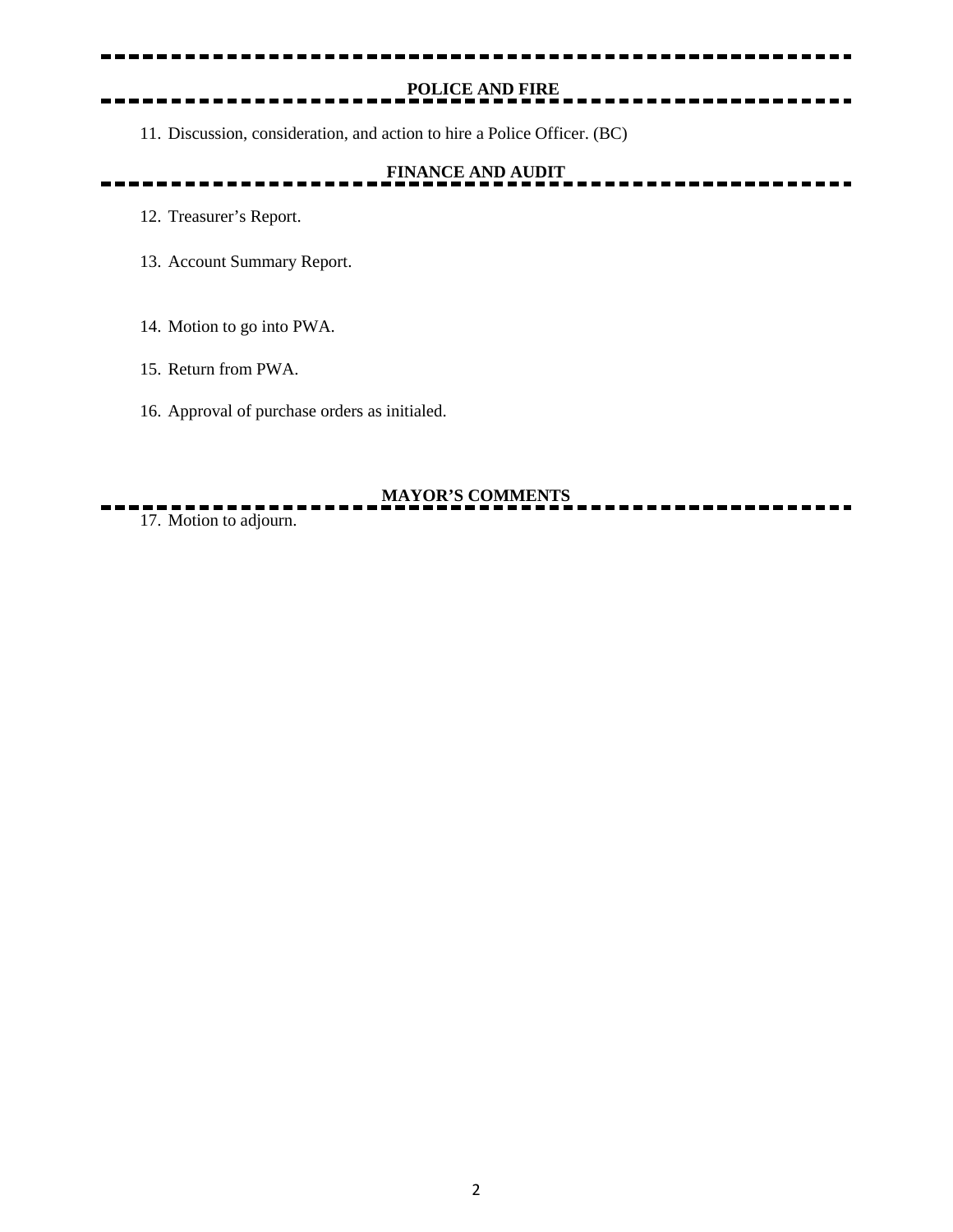## POLICE AND FIRE

11. Discussion, consideration, and action to hire a Police Officer. (BC)

## FINANCE AND AUDIT

12. Treasurer's Report.

13. Account Summary Report.

14. Motion to go into PWA.

15. Return from PWA.

16. Approval of purchase orders as initialed.

## MAYOR'S COMMENTS

17. Motion to adjourn.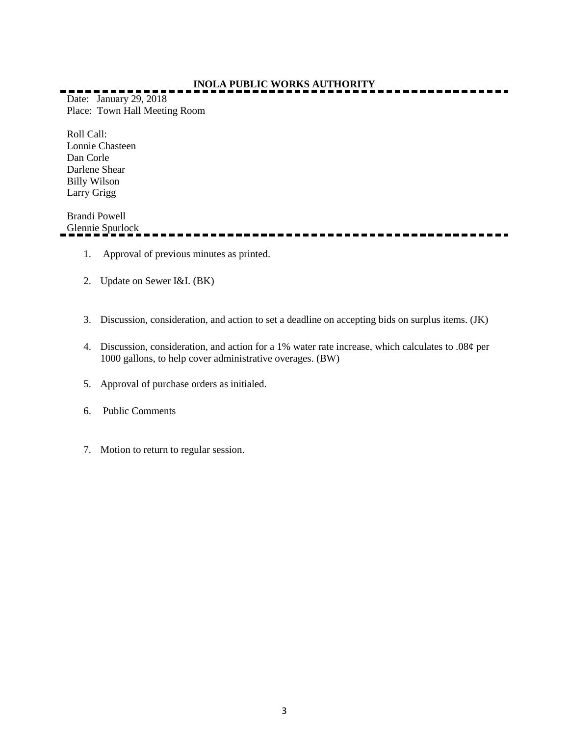**INOLA PUBLIC WORKS AUTHORITY**

Date: January 29, 2018
Place: Town Hall Meeting Room

Roll Call:
Lonnie Chasteen
Dan Corle
Darlene Shear
Billy Wilson
Larry Grigg

Brandi Powell
Glennie Spurlock

1. Approval of previous minutes as printed.
2. Update on Sewer I&I. (BK)
3. Discussion, consideration, and action to set a deadline on accepting bids on surplus items. (JK)
4. Discussion, consideration, and action for a 1% water rate increase, which calculates to .08¢ per 1000 gallons, to help cover administrative overages. (BW)
5. Approval of purchase orders as initialed.
6. Public Comments
7. Motion to return to regular session.